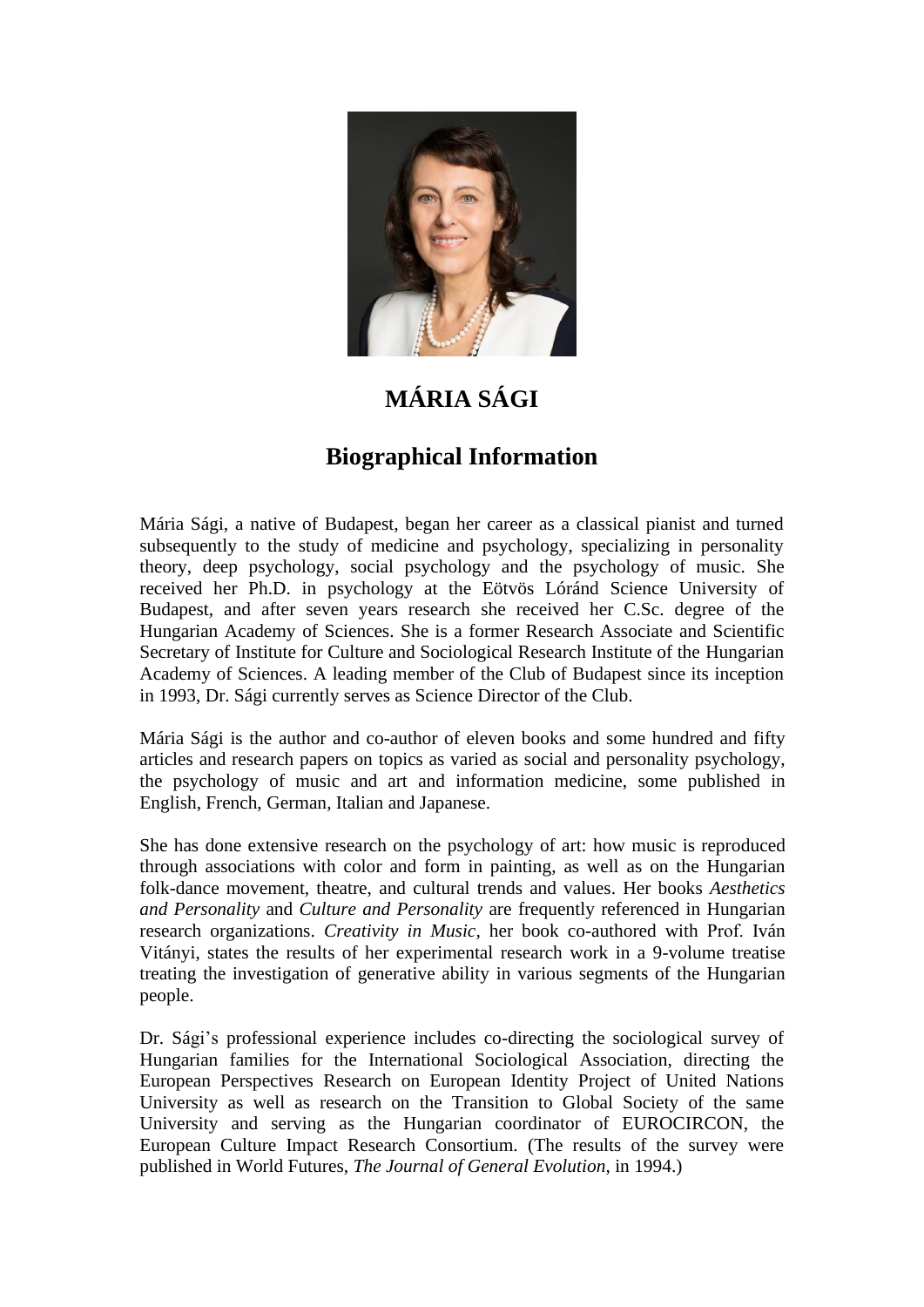# MÁRIA SÁGI

## Biographical Information

Mária Sági, a native of Budapest, began her career as a classical pianist and turned subsequently to the study of medicine and psychology, specializing in personality theory, deep psychology, social psychology and the psychology of music. She received her Ph.D. in psychology at the Eötvös Lóránd Science University of Budapest, and after seven years research she received her C.Sc. degree of the Hungarian Academy of Sciences. She is a former Research Associate and Scientific Secretary of Institute for Culture and Sociological Research Institute of the Hungarian Academy of Sciences. A leading member of the Club of Budapest since its inception in 1993, Dr. Sági currently serves as Science Director of the Club.

Mária Sági is the author and co-author of eleven books and some hundred and fifty articles and research papers on topics as varied as social and personality psychology, the psychology of music and art and information medicine, some published in English, French, German, Italian and Japanese.

She has done extensive research on the psychology of art: how music is reproduced through associations with color and form in painting, as well as on the Hungarian folk-dance movement, theatre, and cultural trends and values. Her books *Aesthetics and Personality* and *Culture and Personality* are frequently referenced in Hungarian research organizations. *Creativity in Music*, her book co-authored with Prof. Iván Vitányi, states the results of her experimental research work in a 9-volume treatise treating the investigation of generative ability in various segments of the Hungarian people.

Dr. Sági's professional experience includes co-directing the sociological survey of Hungarian families for the International Sociological Association, directing the European Perspectives Research on European Identity Project of United Nations University as well as research on the Transition to Global Society of the same University and serving as the Hungarian coordinator of EUROCIRCON, the European Culture Impact Research Consortium. (The results of the survey were published in World Futures, *The Journal of General Evolution*, in 1994.)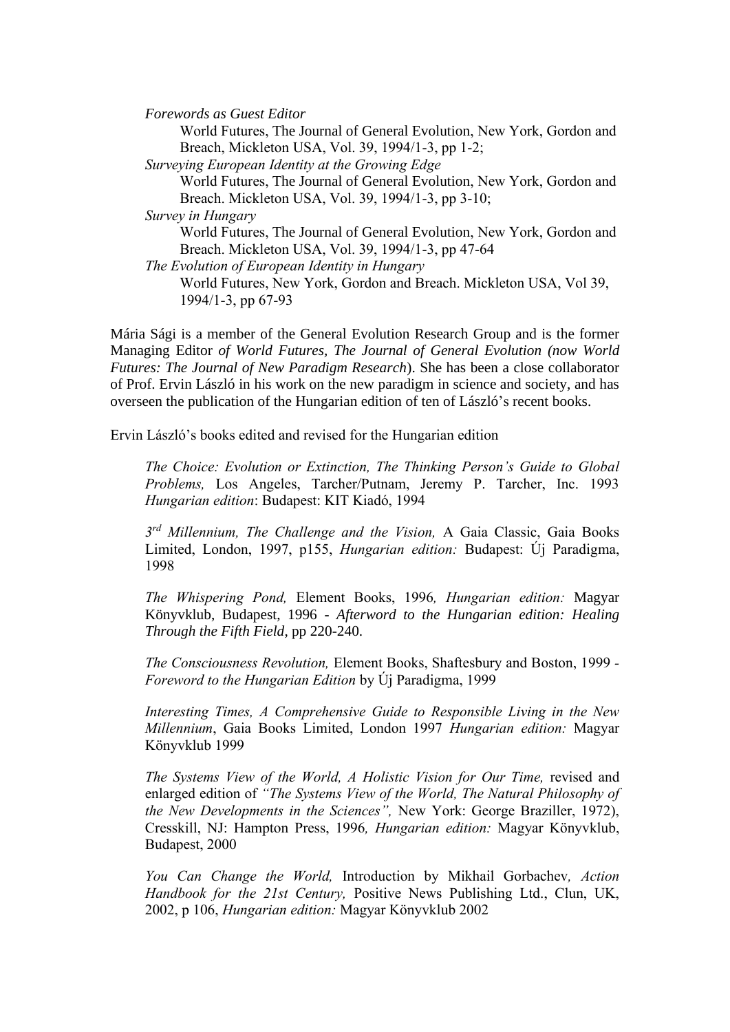*Forewords as Guest Editor*

World Futures, The Journal of General Evolution, New York, Gordon and Breach, Mickleton USA, Vol. 39, 1994/1-3, pp 1-2;

*Surveying European Identity at the Growing Edge*

World Futures, The Journal of General Evolution, New York, Gordon and Breach. Mickleton USA, Vol. 39, 1994/1-3, pp 3-10;

*Survey in Hungary*

World Futures, The Journal of General Evolution, New York, Gordon and Breach. Mickleton USA, Vol. 39, 1994/1-3, pp 47-64

*The Evolution of European Identity in Hungary*

World Futures, New York, Gordon and Breach. Mickleton USA, Vol 39, 1994/1-3, pp 67-93

Mária Sági is a member of the General Evolution Research Group and is the former Managing Editor *of World Futures, The Journal of General Evolution (now World Futures: The Journal of New Paradigm Research*). She has been a close collaborator of Prof. Ervin László in his work on the new paradigm in science and society, and has overseen the publication of the Hungarian edition of ten of László's recent books.

Ervin László's books edited and revised for the Hungarian edition

*The Choice: Evolution or Extinction, The Thinking Person's Guide to Global Problems,* Los Angeles, Tarcher/Putnam, Jeremy P. Tarcher, Inc. 1993 *Hungarian edition*: Budapest: KIT Kiadó, 1994

*3rd Millennium, The Challenge and the Vision,* A Gaia Classic, Gaia Books Limited, London, 1997, p155, *Hungarian edition:* Budapest: Új Paradigma, 1998

*The Whispering Pond,* Element Books, 1996*, Hungarian edition:* Magyar Könyvklub, Budapest, 1996 - *Afterword to the Hungarian edition: Healing Through the Fifth Field*, pp 220-240.

*The Consciousness Revolution,* Element Books, Shaftesbury and Boston, 1999 - *Foreword to the Hungarian Edition* by Új Paradigma, 1999

*Interesting Times, A Comprehensive Guide to Responsible Living in the New Millennium*, Gaia Books Limited, London 1997 *Hungarian edition:* Magyar Könyvklub 1999

*The Systems View of the World, A Holistic Vision for Our Time,* revised and enlarged edition of *"The Systems View of the World, The Natural Philosophy of the New Developments in the Sciences",* New York: George Braziller, 1972), Cresskill, NJ: Hampton Press, 1996*, Hungarian edition:* Magyar Könyvklub, Budapest, 2000

*You Can Change the World,* Introduction by Mikhail Gorbachev*, Action Handbook for the 21st Century,* Positive News Publishing Ltd., Clun, UK, 2002, p 106, *Hungarian edition:* Magyar Könyvklub 2002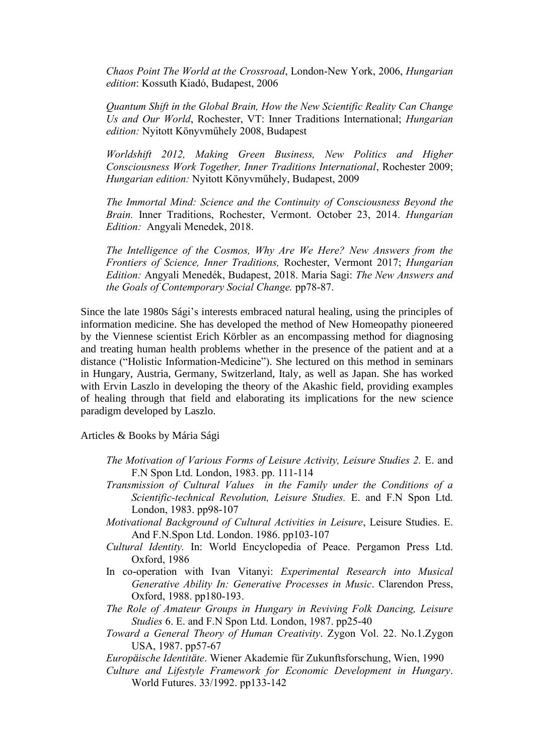*Chaos Point The World at the Crossroad*, London-New York, 2006, *Hungarian edition*: Kossuth Kiadó, Budapest, 2006

*Quantum Shift in the Global Brain, How the New Scientific Reality Can Change Us and Our World*, Rochester, VT: Inner Traditions International; *Hungarian edition:* Nyitott Könyvműhely 2008, Budapest

*Worldshift 2012, Making Green Business, New Politics and Higher Consciousness Work Together, Inner Traditions International*, Rochester 2009; *Hungarian edition:* Nyitott Könyvműhely, Budapest, 2009

*The Immortal Mind: Science and the Continuity of Consciousness Beyond the Brain.* Inner Traditions, Rochester, Vermont. October 23, 2014. *Hungarian Edition:* Angyali Menedek, 2018.

*The Intelligence of the Cosmos, Why Are We Here? New Answers from the Frontiers of Science, Inner Traditions,* Rochester, Vermont 2017; *Hungarian Edition:* Angyali Menedék, Budapest, 2018. Maria Sagi: *The New Answers and the Goals of Contemporary Social Change.* pp78-87.

Since the late 1980s Sági's interests embraced natural healing, using the principles of information medicine. She has developed the method of New Homeopathy pioneered by the Viennese scientist Erich Körbler as an encompassing method for diagnosing and treating human health problems whether in the presence of the patient and at a distance ("Holistic Information-Medicine"). She lectured on this method in seminars in Hungary, Austria, Germany, Switzerland, Italy, as well as Japan. She has worked with Ervin Laszlo in developing the theory of the Akashic field, providing examples of healing through that field and elaborating its implications for the new science paradigm developed by Laszlo.

Articles & Books by Mária Sági

*The Motivation of Various Forms of Leisure Activity, Leisure Studies 2.* E. and F.N Spon Ltd. London, 1983. pp. 111-114

*Transmission of Cultural Values in the Family under the Conditions of a Scientific-technical Revolution, Leisure Studies.* E. and F.N Spon Ltd. London, 1983. pp98-107

*Motivational Background of Cultural Activities in Leisure*, Leisure Studies. E. And F.N.Spon Ltd. London. 1986. pp103-107

*Cultural Identity.* In: World Encyclopedia of Peace. Pergamon Press Ltd. Oxford, 1986

In co-operation with Ivan Vitanyi: *Experimental Research into Musical Generative Ability In: Generative Processes in Music*. Clarendon Press, Oxford, 1988. pp180-193.

*The Role of Amateur Groups in Hungary in Reviving Folk Dancing, Leisure Studies* 6. E. and F.N Spon Ltd. London, 1987. pp25-40

*Toward a General Theory of Human Creativity*. Zygon Vol. 22. No.1.Zygon USA, 1987. pp57-67

*Europäische Identitäte*. Wiener Akademie für Zukunftsforschung, Wien, 1990

*Culture and Lifestyle Framework for Economic Development in Hungary*. World Futures. 33/1992. pp133-142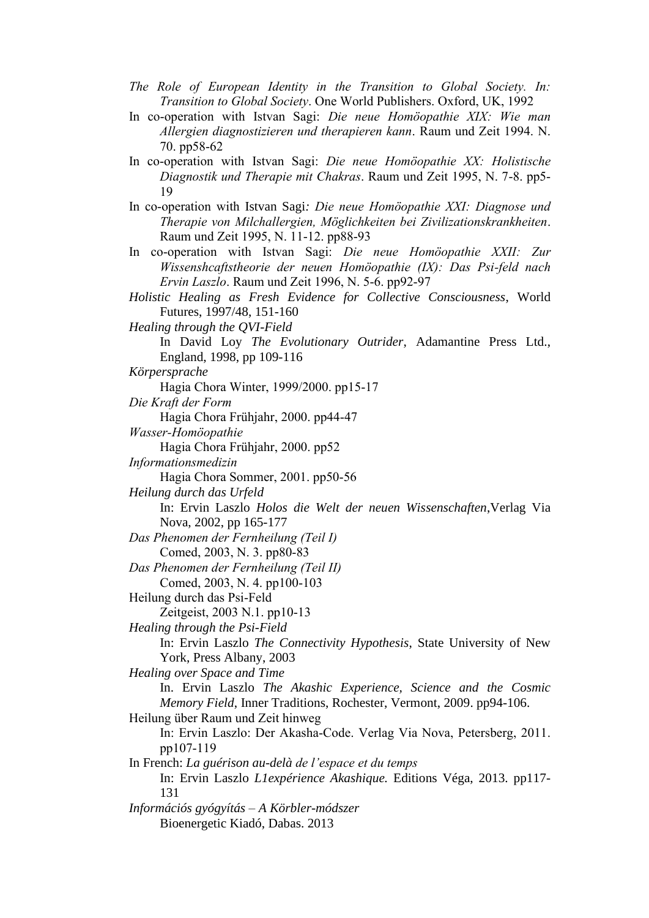*The Role of European Identity in the Transition to Global Society. In: Transition to Global Society*. One World Publishers. Oxford, UK, 1992

In co-operation with Istvan Sagi: *Die neue Homöopathie XIX: Wie man Allergien diagnostizieren und therapieren kann*. Raum und Zeit 1994. N. 70. pp58-62

In co-operation with Istvan Sagi: *Die neue Homöopathie XX: Holistische Diagnostik und Therapie mit Chakras*. Raum und Zeit 1995, N. 7-8. pp5-19

In co-operation with Istvan Sagi*: Die neue Homöopathie XXI: Diagnose und Therapie von Milchallergien, Möglichkeiten bei Zivilizationskrankheiten*. Raum und Zeit 1995, N. 11-12. pp88-93

In co-operation with Istvan Sagi: *Die neue Homöopathie XXII: Zur Wissenshcaftstheorie der neuen Homöopathie (IX): Das Psi-feld nach Ervin Laszlo*. Raum und Zeit 1996, N. 5-6. pp92-97

*Holistic Healing as Fresh Evidence for Collective Consciousness*, World Futures, 1997/48, 151-160

*Healing through the QVI-Field*
In David Loy *The Evolutionary Outrider*, Adamantine Press Ltd., England, 1998, pp 109-116

*Körpersprache*
Hagia Chora Winter, 1999/2000. pp15-17

*Die Kraft der Form*
Hagia Chora Frühjahr, 2000. pp44-47

*Wasser-Homöopathie*
Hagia Chora Frühjahr, 2000. pp52

*Informationsmedizin*
Hagia Chora Sommer, 2001. pp50-56

*Heilung durch das Urfeld*
In: Ervin Laszlo *Holos die Welt der neuen Wissenschaften*,Verlag Via Nova, 2002, pp 165-177

*Das Phenomen der Fernheilung (Teil I)*
Comed, 2003, N. 3. pp80-83

*Das Phenomen der Fernheilung (Teil II)*
Comed, 2003, N. 4. pp100-103

Heilung durch das Psi-Feld
Zeitgeist, 2003 N.1. pp10-13

*Healing through the Psi-Field*
In: Ervin Laszlo *The Connectivity Hypothesis*, State University of New York, Press Albany, 2003

*Healing over Space and Time*
In. Ervin Laszlo *The Akashic Experience, Science and the Cosmic Memory Field*, Inner Traditions, Rochester, Vermont, 2009. pp94-106.

Heilung über Raum und Zeit hinweg
In: Ervin Laszlo: Der Akasha-Code. Verlag Via Nova, Petersberg, 2011. pp107-119

In French: *La guérison au-delà de l'espace et du temps*
In: Ervin Laszlo *L1expérience Akashique.* Editions Véga, 2013. pp117-131

*Információs gyógyítás – A Körbler-módszer*
Bioenergetic Kiadó, Dabas. 2013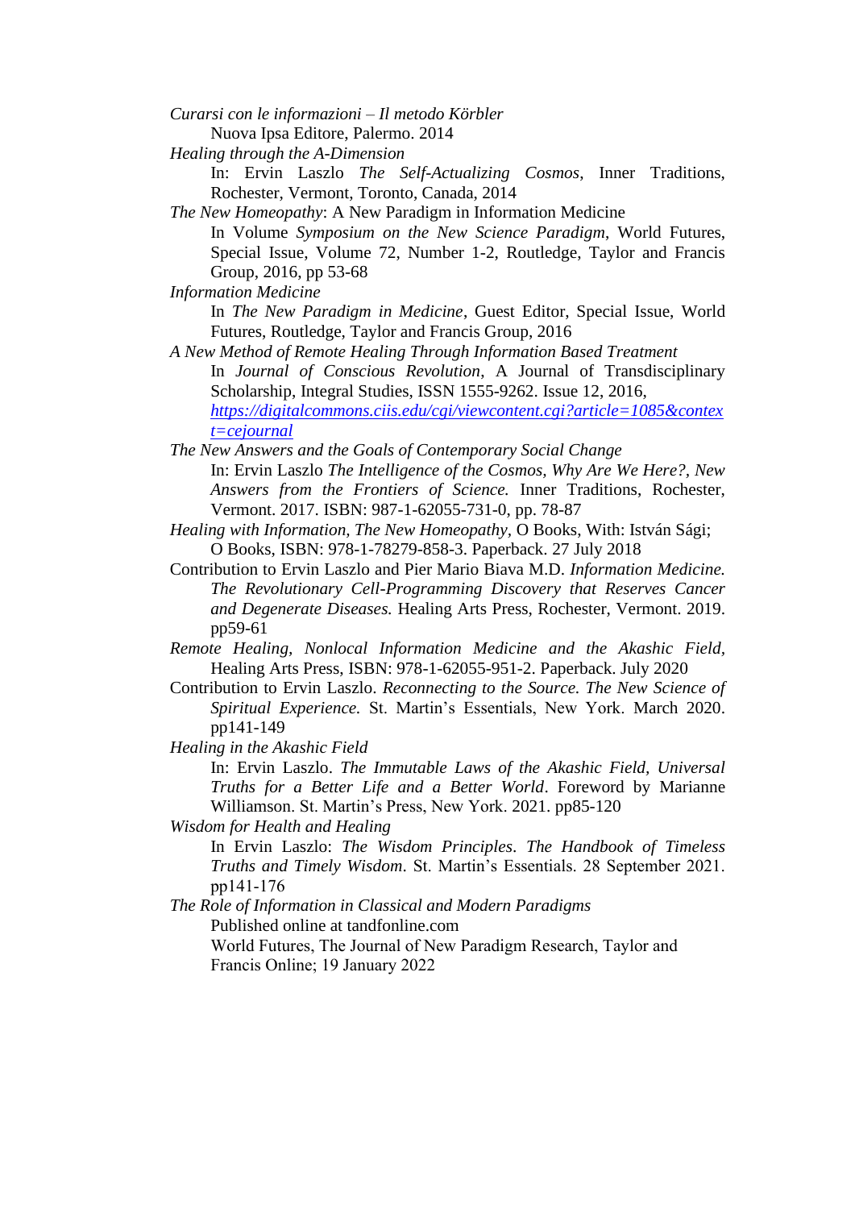*Curarsi con le informazioni – Il metodo Körbler*
Nuova Ipsa Editore, Palermo. 2014

*Healing through the A-Dimension*
In: Ervin Laszlo *The Self-Actualizing Cosmos*, Inner Traditions, Rochester, Vermont, Toronto, Canada, 2014

*The New Homeopathy*: A New Paradigm in Information Medicine
In Volume *Symposium on the New Science Paradigm*, World Futures, Special Issue, Volume 72, Number 1-2, Routledge, Taylor and Francis Group, 2016, pp 53-68

*Information Medicine*
In *The New Paradigm in Medicine*, Guest Editor, Special Issue, World Futures, Routledge, Taylor and Francis Group, 2016

*A New Method of Remote Healing Through Information Based Treatment*
In *Journal of Conscious Revolution*, A Journal of Transdisciplinary Scholarship, Integral Studies, ISSN 1555-9262. Issue 12, 2016, *https://digitalcommons.ciis.edu/cgi/viewcontent.cgi?article=1085&context=cejournal*

*The New Answers and the Goals of Contemporary Social Change*
In: Ervin Laszlo *The Intelligence of the Cosmos, Why Are We Here?, New Answers from the Frontiers of Science.* Inner Traditions, Rochester, Vermont. 2017. ISBN: 987-1-62055-731-0, pp. 78-87

*Healing with Information, The New Homeopathy,* O Books, With: István Sági; O Books, ISBN: 978-1-78279-858-3. Paperback. 27 July 2018

Contribution to Ervin Laszlo and Pier Mario Biava M.D. *Information Medicine. The Revolutionary Cell-Programming Discovery that Reserves Cancer and Degenerate Diseases.* Healing Arts Press, Rochester, Vermont. 2019. pp59-61

*Remote Healing, Nonlocal Information Medicine and the Akashic Field,* Healing Arts Press, ISBN: 978-1-62055-951-2. Paperback. July 2020

Contribution to Ervin Laszlo. *Reconnecting to the Source. The New Science of Spiritual Experience.* St. Martin's Essentials, New York. March 2020. pp141-149

*Healing in the Akashic Field*
In: Ervin Laszlo. *The Immutable Laws of the Akashic Field, Universal Truths for a Better Life and a Better World*. Foreword by Marianne Williamson. St. Martin's Press, New York. 2021. pp85-120

*Wisdom for Health and Healing*
In Ervin Laszlo: *The Wisdom Principles. The Handbook of Timeless Truths and Timely Wisdom*. St. Martin's Essentials. 28 September 2021. pp141-176

*The Role of Information in Classical and Modern Paradigms*
Published online at tandfonline.com
World Futures, The Journal of New Paradigm Research, Taylor and Francis Online; 19 January 2022